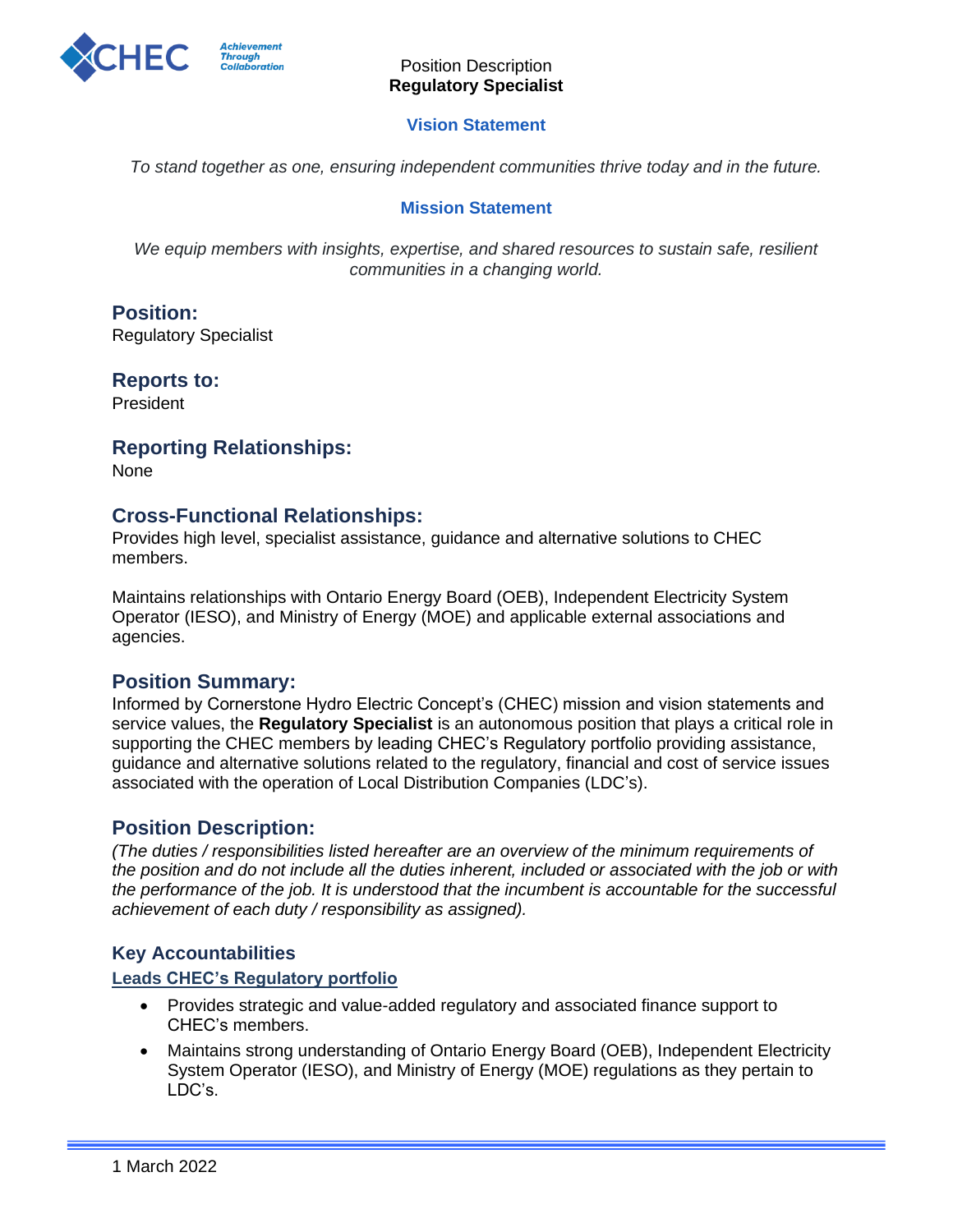Position Description
**Regulatory Specialist**

## Vision Statement

*To stand together as one, ensuring independent communities thrive today and in the future.*

## Mission Statement

*We equip members with insights, expertise, and shared resources to sustain safe, resilient communities in a changing world.*

## Position:

Regulatory Specialist

## Reports to:

President

## Reporting Relationships:

None

## Cross-Functional Relationships:

Provides high level, specialist assistance, guidance and alternative solutions to CHEC members.

Maintains relationships with Ontario Energy Board (OEB), Independent Electricity System Operator (IESO), and Ministry of Energy (MOE) and applicable external associations and agencies.

## Position Summary:

Informed by Cornerstone Hydro Electric Concept's (CHEC) mission and vision statements and service values, the **Regulatory Specialist** is an autonomous position that plays a critical role in supporting the CHEC members by leading CHEC's Regulatory portfolio providing assistance, guidance and alternative solutions related to the regulatory, financial and cost of service issues associated with the operation of Local Distribution Companies (LDC's).

## Position Description:

*(The duties / responsibilities listed hereafter are an overview of the minimum requirements of the position and do not include all the duties inherent, included or associated with the job or with the performance of the job. It is understood that the incumbent is accountable for the successful achievement of each duty / responsibility as assigned).*

### Key Accountabilities

**Leads CHEC's Regulatory portfolio**

- Provides strategic and value-added regulatory and associated finance support to CHEC's members.
- Maintains strong understanding of Ontario Energy Board (OEB), Independent Electricity System Operator (IESO), and Ministry of Energy (MOE) regulations as they pertain to LDC's.

1 March 2022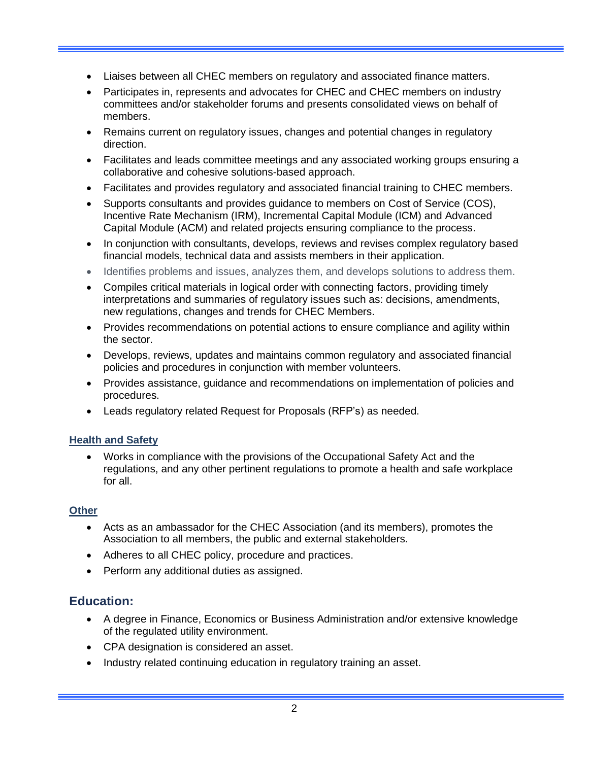- Liaises between all CHEC members on regulatory and associated finance matters.
- Participates in, represents and advocates for CHEC and CHEC members on industry committees and/or stakeholder forums and presents consolidated views on behalf of members.
- Remains current on regulatory issues, changes and potential changes in regulatory direction.
- Facilitates and leads committee meetings and any associated working groups ensuring a collaborative and cohesive solutions-based approach.
- Facilitates and provides regulatory and associated financial training to CHEC members.
- Supports consultants and provides guidance to members on Cost of Service (COS), Incentive Rate Mechanism (IRM), Incremental Capital Module (ICM) and Advanced Capital Module (ACM) and related projects ensuring compliance to the process.
- In conjunction with consultants, develops, reviews and revises complex regulatory based financial models, technical data and assists members in their application.
- Identifies problems and issues, analyzes them, and develops solutions to address them.
- Compiles critical materials in logical order with connecting factors, providing timely interpretations and summaries of regulatory issues such as: decisions, amendments, new regulations, changes and trends for CHEC Members.
- Provides recommendations on potential actions to ensure compliance and agility within the sector.
- Develops, reviews, updates and maintains common regulatory and associated financial policies and procedures in conjunction with member volunteers.
- Provides assistance, guidance and recommendations on implementation of policies and procedures.
- Leads regulatory related Request for Proposals (RFP's) as needed.

### Health and Safety

- Works in compliance with the provisions of the Occupational Safety Act and the regulations, and any other pertinent regulations to promote a health and safe workplace for all.

### Other

- Acts as an ambassador for the CHEC Association (and its members), promotes the Association to all members, the public and external stakeholders.
- Adheres to all CHEC policy, procedure and practices.
- Perform any additional duties as assigned.

## Education:

- A degree in Finance, Economics or Business Administration and/or extensive knowledge of the regulated utility environment.
- CPA designation is considered an asset.
- Industry related continuing education in regulatory training an asset.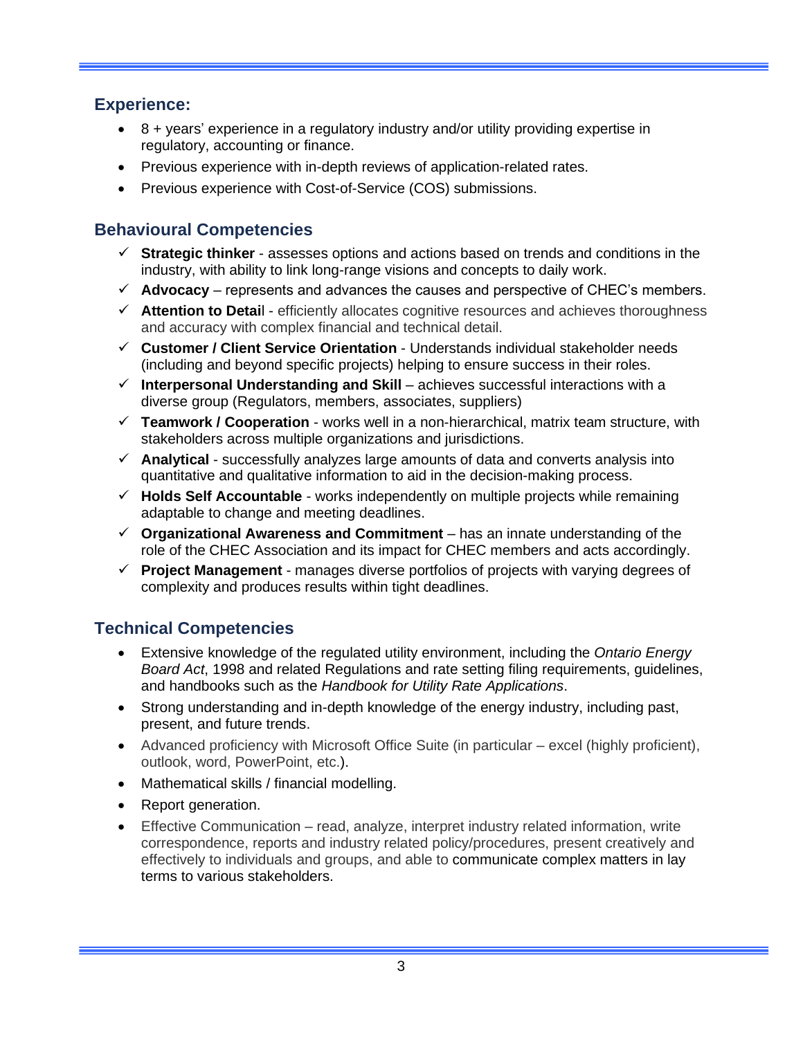## Experience:

- 8 + years' experience in a regulatory industry and/or utility providing expertise in regulatory, accounting or finance.
- Previous experience with in-depth reviews of application-related rates.
- Previous experience with Cost-of-Service (COS) submissions.

## Behavioural Competencies

- ✓ **Strategic thinker** - assesses options and actions based on trends and conditions in the industry, with ability to link long-range visions and concepts to daily work.
- ✓ **Advocacy** – represents and advances the causes and perspective of CHEC's members.
- ✓ **Attention to Detail** - efficiently allocates cognitive resources and achieves thoroughness and accuracy with complex financial and technical detail.
- ✓ **Customer / Client Service Orientation** - Understands individual stakeholder needs (including and beyond specific projects) helping to ensure success in their roles.
- ✓ **Interpersonal Understanding and Skill** – achieves successful interactions with a diverse group (Regulators, members, associates, suppliers)
- ✓ **Teamwork / Cooperation** - works well in a non-hierarchical, matrix team structure, with stakeholders across multiple organizations and jurisdictions.
- ✓ **Analytical** - successfully analyzes large amounts of data and converts analysis into quantitative and qualitative information to aid in the decision-making process.
- ✓ **Holds Self Accountable** - works independently on multiple projects while remaining adaptable to change and meeting deadlines.
- ✓ **Organizational Awareness and Commitment** – has an innate understanding of the role of the CHEC Association and its impact for CHEC members and acts accordingly.
- ✓ **Project Management** - manages diverse portfolios of projects with varying degrees of complexity and produces results within tight deadlines.

## Technical Competencies

- Extensive knowledge of the regulated utility environment, including the *Ontario Energy Board Act*, 1998 and related Regulations and rate setting filing requirements, guidelines, and handbooks such as the *Handbook for Utility Rate Applications*.
- Strong understanding and in-depth knowledge of the energy industry, including past, present, and future trends.
- Advanced proficiency with Microsoft Office Suite (in particular – excel (highly proficient), outlook, word, PowerPoint, etc.).
- Mathematical skills / financial modelling.
- Report generation.
- Effective Communication – read, analyze, interpret industry related information, write correspondence, reports and industry related policy/procedures, present creatively and effectively to individuals and groups, and able to communicate complex matters in lay terms to various stakeholders.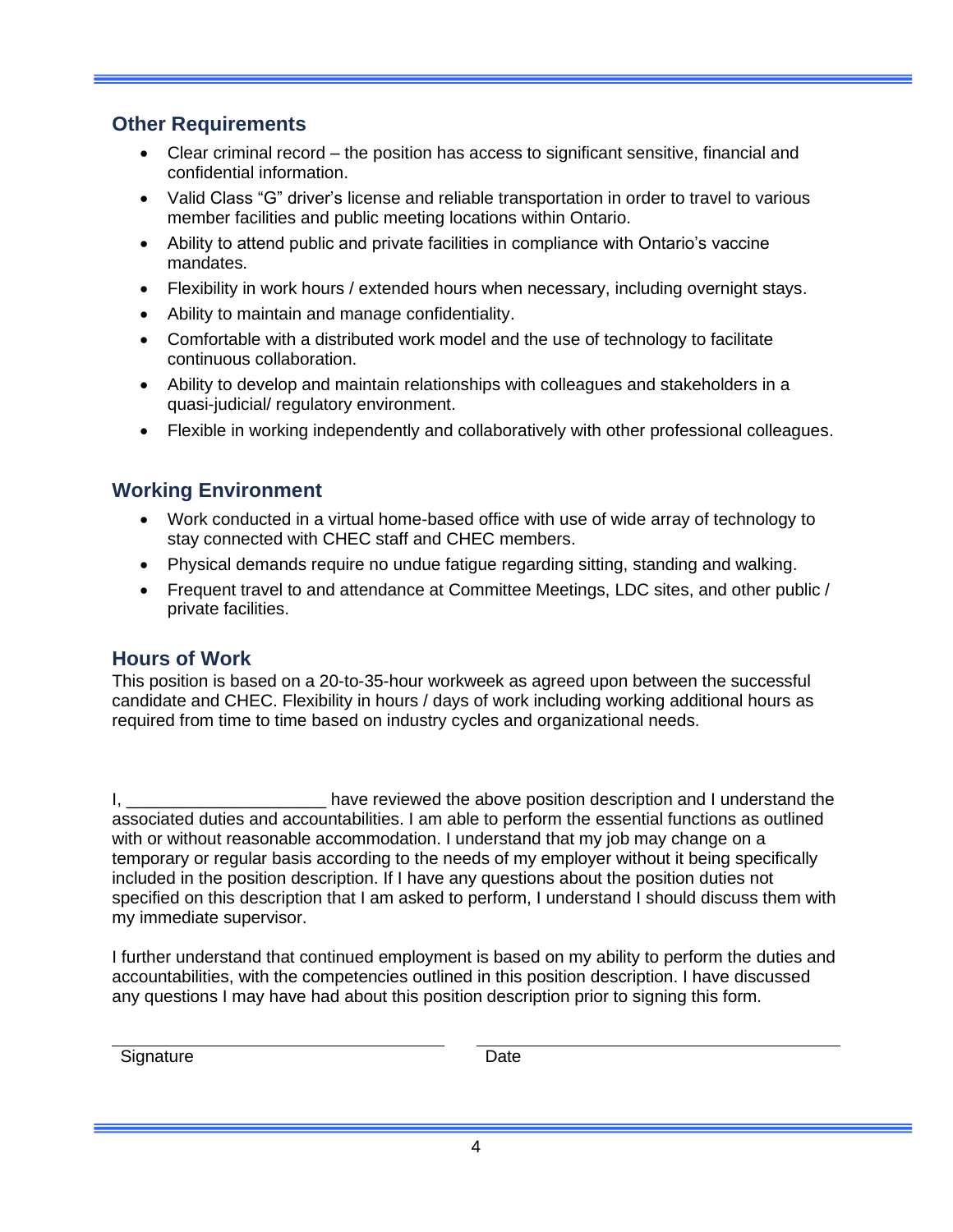## Other Requirements

- Clear criminal record – the position has access to significant sensitive, financial and confidential information.
- Valid Class "G" driver's license and reliable transportation in order to travel to various member facilities and public meeting locations within Ontario.
- Ability to attend public and private facilities in compliance with Ontario's vaccine mandates.
- Flexibility in work hours / extended hours when necessary, including overnight stays.
- Ability to maintain and manage confidentiality.
- Comfortable with a distributed work model and the use of technology to facilitate continuous collaboration.
- Ability to develop and maintain relationships with colleagues and stakeholders in a quasi-judicial/ regulatory environment.
- Flexible in working independently and collaboratively with other professional colleagues.

## Working Environment

- Work conducted in a virtual home-based office with use of wide array of technology to stay connected with CHEC staff and CHEC members.
- Physical demands require no undue fatigue regarding sitting, standing and walking.
- Frequent travel to and attendance at Committee Meetings, LDC sites, and other public / private facilities.

## Hours of Work

This position is based on a 20-to-35-hour workweek as agreed upon between the successful candidate and CHEC. Flexibility in hours / days of work including working additional hours as required from time to time based on industry cycles and organizational needs.

I, _____________________ have reviewed the above position description and I understand the associated duties and accountabilities. I am able to perform the essential functions as outlined with or without reasonable accommodation. I understand that my job may change on a temporary or regular basis according to the needs of my employer without it being specifically included in the position description. If I have any questions about the position duties not specified on this description that I am asked to perform, I understand I should discuss them with my immediate supervisor.

I further understand that continued employment is based on my ability to perform the duties and accountabilities, with the competencies outlined in this position description. I have discussed any questions I may have had about this position description prior to signing this form.

_______________________________ Signature

_______________________________ Date